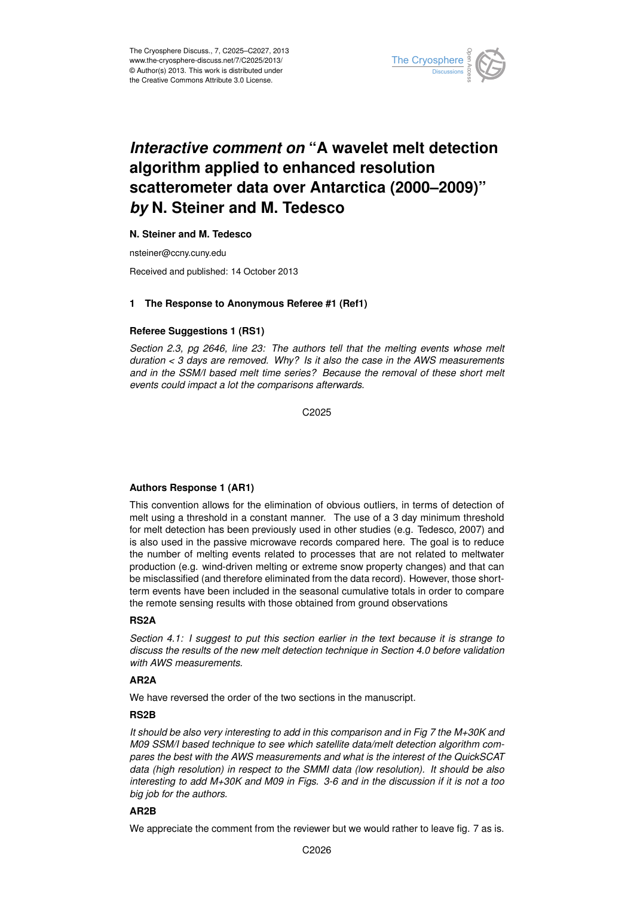# *Interactive comment on* "A wavelet melt detection algorithm applied to enhanced resolution scatterometer data over Antarctica (2000–2009)" *by* N. Steiner and M. Tedesco

**N. Steiner and M. Tedesco**

nsteiner@ccny.cuny.edu

Received and published: 14 October 2013

## 1 The Response to Anonymous Referee #1 (Ref1)

### Referee Suggestions 1 (RS1)

*Section 2.3, pg 2646, line 23: The authors tell that the melting events whose melt duration < 3 days are removed. Why? Is it also the case in the AWS measurements and in the SSM/I based melt time series? Because the removal of these short melt events could impact a lot the comparisons afterwards.*

### Authors Response 1 (AR1)

This convention allows for the elimination of obvious outliers, in terms of detection of melt using a threshold in a constant manner. The use of a 3 day minimum threshold for melt detection has been previously used in other studies (e.g. Tedesco, 2007) and is also used in the passive microwave records compared here. The goal is to reduce the number of melting events related to processes that are not related to meltwater production (e.g. wind-driven melting or extreme snow property changes) and that can be misclassified (and therefore eliminated from the data record). However, those short-term events have been included in the seasonal cumulative totals in order to compare the remote sensing results with those obtained from ground observations

### RS2A

*Section 4.1: I suggest to put this section earlier in the text because it is strange to discuss the results of the new melt detection technique in Section 4.0 before validation with AWS measurements.*

### AR2A

We have reversed the order of the two sections in the manuscript.

### RS2B

*It should be also very interesting to add in this comparison and in Fig 7 the M+30K and M09 SSM/I based technique to see which satellite data/melt detection algorithm compares the best with the AWS measurements and what is the interest of the QuickSCAT data (high resolution) in respect to the SMMI data (low resolution). It should be also interesting to add M+30K and M09 in Figs. 3-6 and in the discussion if it is not a too big job for the authors.*

### AR2B

We appreciate the comment from the reviewer but we would rather to leave fig. 7 as is.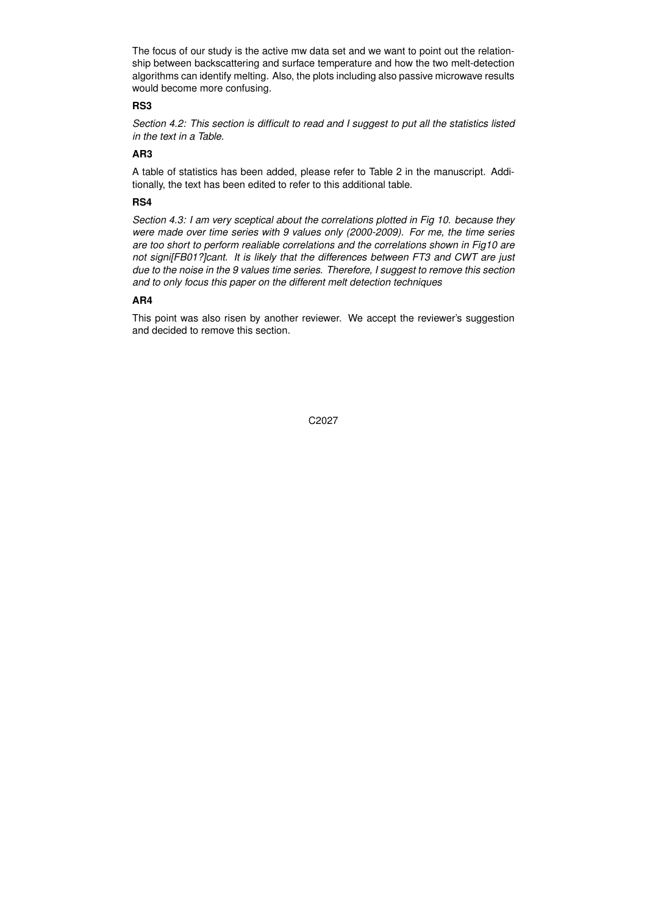The focus of our study is the active mw data set and we want to point out the relationship between backscattering and surface temperature and how the two melt-detection algorithms can identify melting. Also, the plots including also passive microwave results would become more confusing.

**RS3**

*Section 4.2: This section is difficult to read and I suggest to put all the statistics listed in the text in a Table.*

**AR3**

A table of statistics has been added, please refer to Table 2 in the manuscript. Additionally, the text has been edited to refer to this additional table.

**RS4**

*Section 4.3: I am very sceptical about the correlations plotted in Fig 10. because they were made over time series with 9 values only (2000-2009). For me, the time series are too short to perform realiable correlations and the correlations shown in Fig10 are not signi[FB01?]cant. It is likely that the differences between FT3 and CWT are just due to the noise in the 9 values time series. Therefore, I suggest to remove this section and to only focus this paper on the different melt detection techniques*

**AR4**

This point was also risen by another reviewer. We accept the reviewer's suggestion and decided to remove this section.